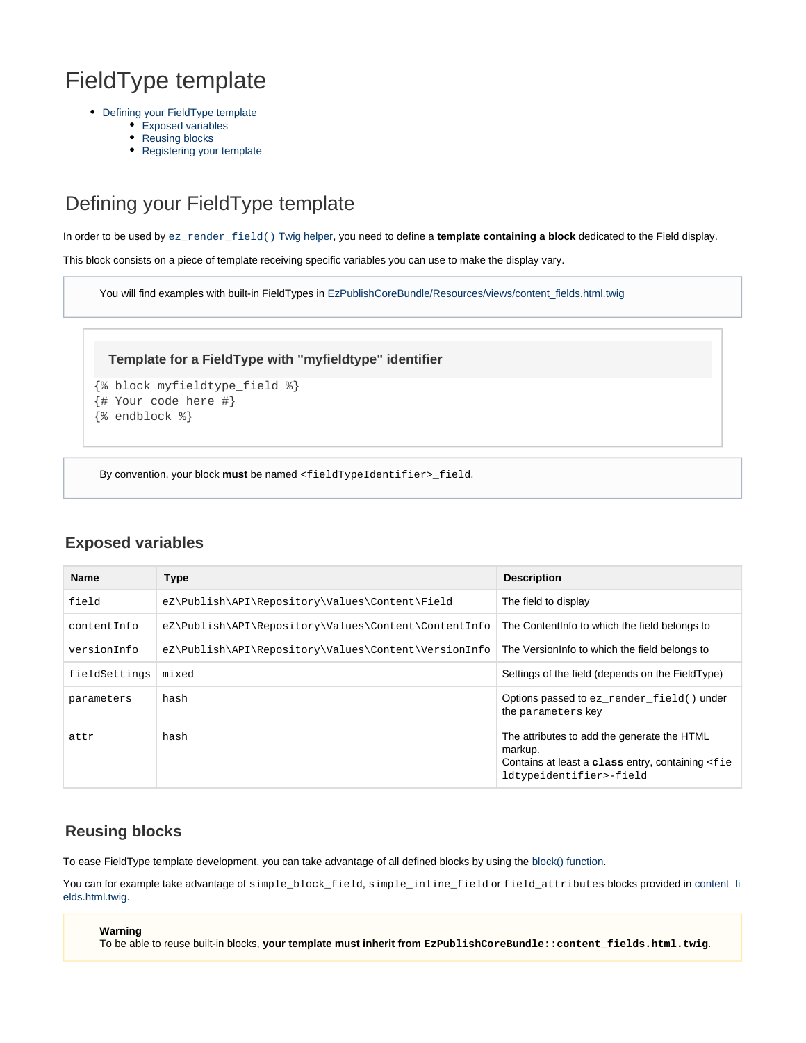# FieldType template

- Defining your FieldType template
  - Exposed variables
  - Reusing blocks
  - Registering your template

## Defining your FieldType template

In order to be used by `ez_render_field()` Twig helper, you need to define a **template containing a block** dedicated to the Field display.

This block consists on a piece of template receiving specific variables you can use to make the display vary.

> You will find examples with built-in FieldTypes in EzPublishCoreBundle/Resources/views/content_fields.html.twig

**Template for a FieldType with "myfieldtype" identifier**

```
{% block myfieldtype_field %}
{# Your code here #}
{% endblock %}
```

> By convention, your block **must** be named `<fieldTypeIdentifier>_field`.

### Exposed variables

| Name | Type | Description |
|---|---|---|
| `field` | `eZ\Publish\API\Repository\Values\Content\Field` | The field to display |
| `contentInfo` | `eZ\Publish\API\Repository\Values\Content\ContentInfo` | The ContentInfo to which the field belongs to |
| `versionInfo` | `eZ\Publish\API\Repository\Values\Content\VersionInfo` | The VersionInfo to which the field belongs to |
| `fieldSettings` | `mixed` | Settings of the field (depends on the FieldType) |
| `parameters` | `hash` | Options passed to `ez_render_field()` under the `parameters` key |
| `attr` | `hash` | The attributes to add the generate the HTML markup. Contains at least a **`class`** entry, containing `<fieldtypeidentifier>-field` |

### Reusing blocks

To ease FieldType template development, you can take advantage of all defined blocks by using the block() function.

You can for example take advantage of `simple_block_field`, `simple_inline_field` or `field_attributes` blocks provided in content_fields.html.twig.

> **Warning**
> To be able to reuse built-in blocks, **your template must inherit from `EzPublishCoreBundle::content_fields.html.twig`**.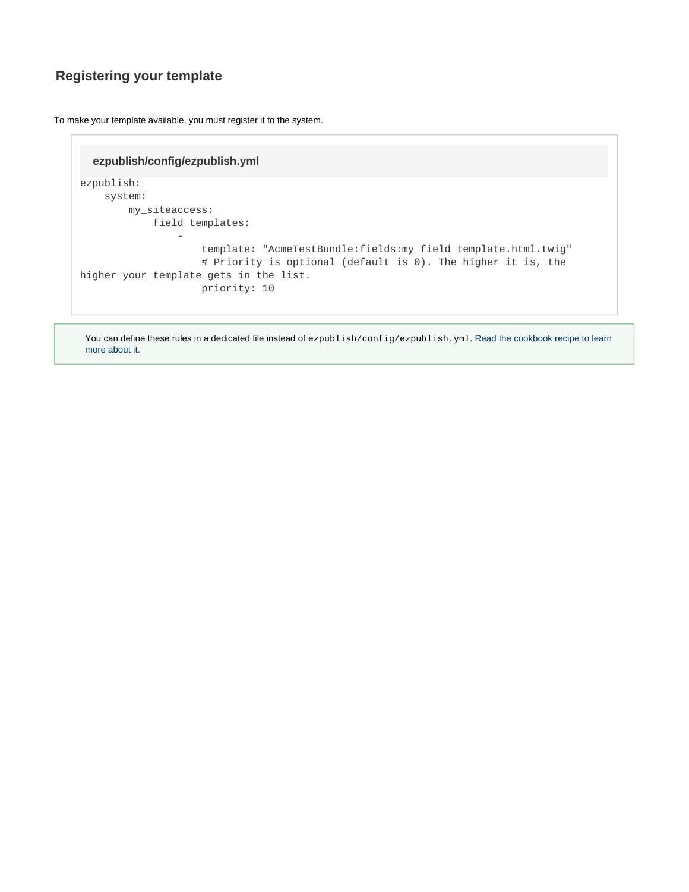### Registering your template

To make your template available, you must register it to the system.

**ezpublish/config/ezpublish.yml**

```
ezpublish:
    system:
        my_siteaccess:
            field_templates:
                -
                    template: "AcmeTestBundle:fields:my_field_template.html.twig"
                    # Priority is optional (default is 0). The higher it is, the
higher your template gets in the list.
                    priority: 10
```

> You can define these rules in a dedicated file instead of `ezpublish/config/ezpublish.yml`. Read the cookbook recipe to learn more about it.